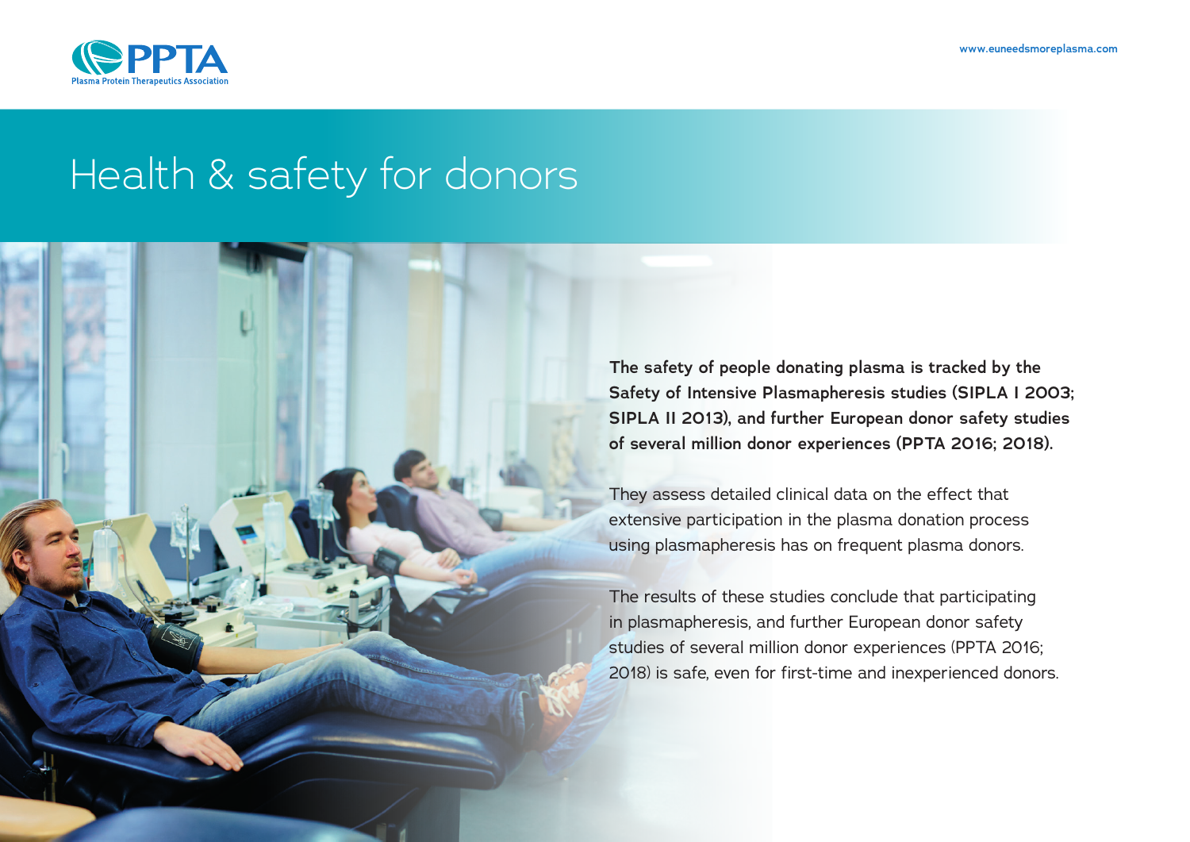PPTA
Plasma Protein Therapeutics Association

www.euneedsmoreplasma.com

# Health & safety for donors

**The safety of people donating plasma is tracked by the Safety of Intensive Plasmapheresis studies (SIPLA I 2003; SIPLA II 2013), and further European donor safety studies of several million donor experiences (PPTA 2016; 2018).**

They assess detailed clinical data on the effect that extensive participation in the plasma donation process using plasmapheresis has on frequent plasma donors.

The results of these studies conclude that participating in plasmapheresis, and further European donor safety studies of several million donor experiences (PPTA 2016; 2018) is safe, even for first-time and inexperienced donors.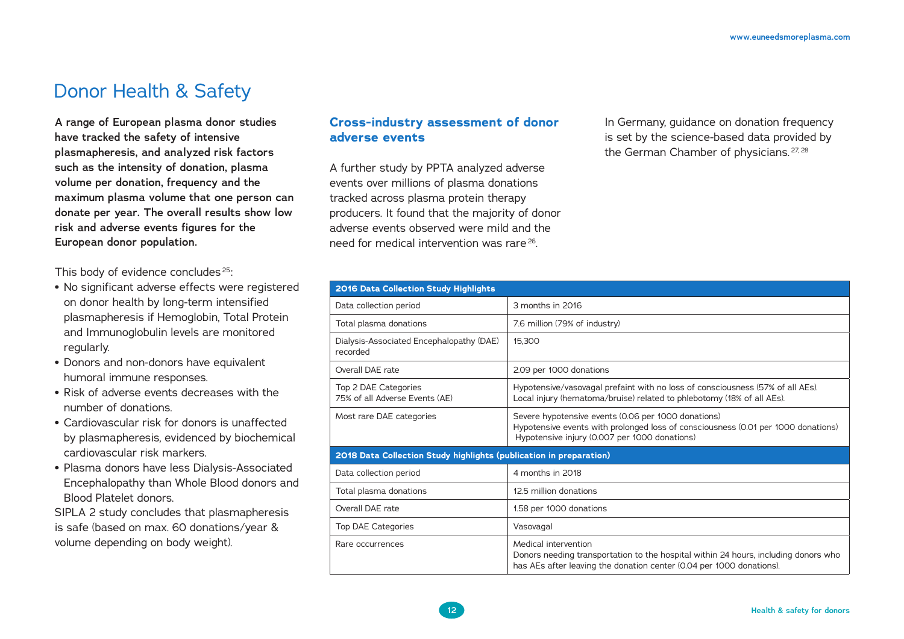# Donor Health & Safety

**A range of European plasma donor studies have tracked the safety of intensive plasmapheresis, and analyzed risk factors such as the intensity of donation, plasma volume per donation, frequency and the maximum plasma volume that one person can donate per year. The overall results show low risk and adverse events figures for the European donor population.**

This body of evidence concludes[25]:

- No significant adverse effects were registered on donor health by long-term intensified plasmapheresis if Hemoglobin, Total Protein and Immunoglobulin levels are monitored regularly.
- Donors and non-donors have equivalent humoral immune responses.
- Risk of adverse events decreases with the number of donations.
- Cardiovascular risk for donors is unaffected by plasmapheresis, evidenced by biochemical cardiovascular risk markers.
- Plasma donors have less Dialysis-Associated Encephalopathy than Whole Blood donors and Blood Platelet donors.

SIPLA 2 study concludes that plasmapheresis is safe (based on max. 60 donations/year & volume depending on body weight).

## Cross-industry assessment of donor adverse events

A further study by PPTA analyzed adverse events over millions of plasma donations tracked across plasma protein therapy producers. It found that the majority of donor adverse events observed were mild and the need for medical intervention was rare[26].

In Germany, guidance on donation frequency is set by the science-based data provided by the German Chamber of physicians.[27, 28]

| 2016 Data Collection Study Highlights | |
|---|---|
| Data collection period | 3 months in 2016 |
| Total plasma donations | 7.6 million (79% of industry) |
| Dialysis-Associated Encephalopathy (DAE) recorded | 15,300 |
| Overall DAE rate | 2.09 per 1000 donations |
| Top 2 DAE Categories<br>75% of all Adverse Events (AE) | Hypotensive/vasovagal prefaint with no loss of consciousness (57% of all AEs).<br>Local injury (hematoma/bruise) related to phlebotomy (18% of all AEs). |
| Most rare DAE categories | Severe hypotensive events (0.06 per 1000 donations)<br>Hypotensive events with prolonged loss of consciousness (0.01 per 1000 donations)<br>Hypotensive injury (0.007 per 1000 donations) |
| **2018 Data Collection Study highlights (publication in preparation)** | |
| Data collection period | 4 months in 2018 |
| Total plasma donations | 12.5 million donations |
| Overall DAE rate | 1.58 per 1000 donations |
| Top DAE Categories | Vasovagal |
| Rare occurrences | Medical intervention<br>Donors needing transportation to the hospital within 24 hours, including donors who has AEs after leaving the donation center (0.04 per 1000 donations). |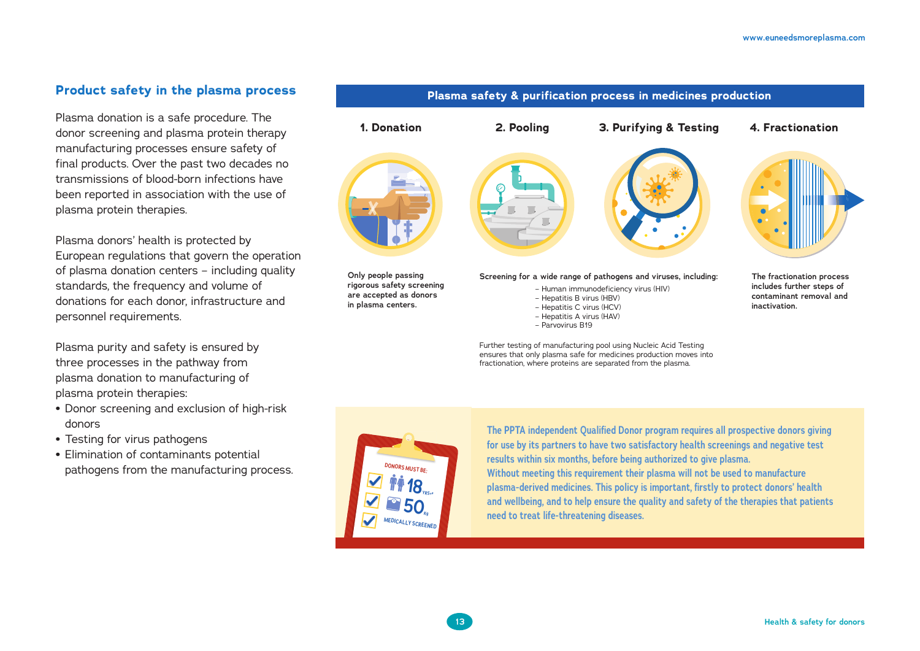## Product safety in the plasma process

Plasma donation is a safe procedure. The donor screening and plasma protein therapy manufacturing processes ensure safety of final products. Over the past two decades no transmissions of blood-born infections have been reported in association with the use of plasma protein therapies.

Plasma donors' health is protected by European regulations that govern the operation of plasma donation centers – including quality standards, the frequency and volume of donations for each donor, infrastructure and personnel requirements.

Plasma purity and safety is ensured by three processes in the pathway from plasma donation to manufacturing of plasma protein therapies:

- Donor screening and exclusion of high-risk donors
- Testing for virus pathogens
- Elimination of contaminants potential pathogens from the manufacturing process.

## Plasma safety & purification process in medicines production

### 1. Donation

**Only people passing rigorous safety screening are accepted as donors in plasma centers.**

### 2. Pooling

### 3. Purifying & Testing

**Screening for a wide range of pathogens and viruses, including:**

- Human immunodeficiency virus (HIV)
- Hepatitis B virus (HBV)
- Hepatitis C virus (HCV)
- Hepatitis A virus (HAV)
- Parvovirus B19

Further testing of manufacturing pool using Nucleic Acid Testing ensures that only plasma safe for medicines production moves into fractionation, where proteins are separated from the plasma.

### 4. Fractionation

**The fractionation process includes further steps of contaminant removal and inactivation.**

DONORS MUST BE:
18 YRS+
50 Kg
MEDICALLY SCREENED

The PPTA independent Qualified Donor program requires all prospective donors giving for use by its partners to have two satisfactory health screenings and negative test results within six months, before being authorized to give plasma.
Without meeting this requirement their plasma will not be used to manufacture plasma-derived medicines. This policy is important, firstly to protect donors' health and wellbeing, and to help ensure the quality and safety of the therapies that patients need to treat life-threatening diseases.